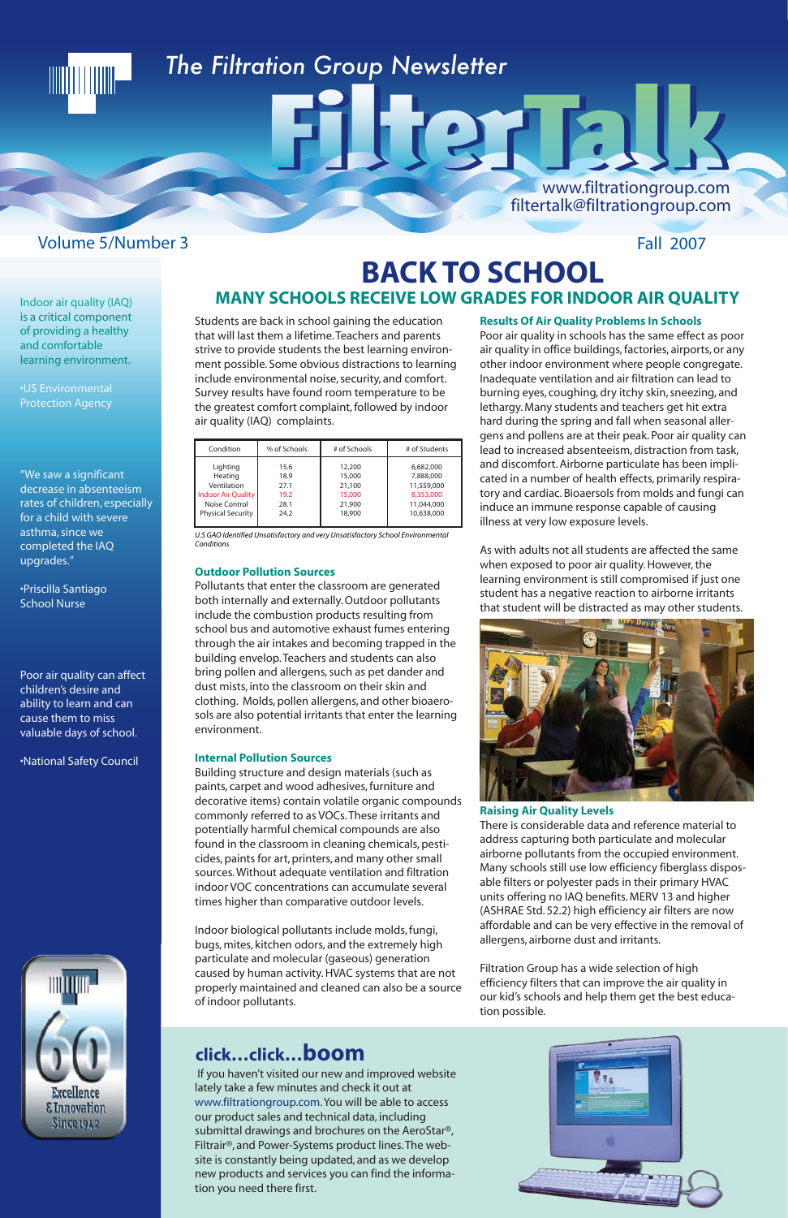# The Filtration Group Newsletter

# FilterTalk

www.filtrationgroup.com
filtertalk@filtrationgroup.com

Volume 5/Number 3 — Fall 2007

Indoor air quality (IAQ) is a critical component of providing a healthy and comfortable learning environment.

•US Environmental Protection Agency

"We saw a significant decrease in absenteeism rates of children, especially for a child with severe asthma, since we completed the IAQ upgrades."

•Priscilla Santiago School Nurse

Poor air quality can affect children's desire and ability to learn and can cause them to miss valuable days of school.

•National Safety Council

60 Excellence & Innovation Since 1942

## BACK TO SCHOOL

### MANY SCHOOLS RECEIVE LOW GRADES FOR INDOOR AIR QUALITY

Students are back in school gaining the education that will last them a lifetime. Teachers and parents strive to provide students the best learning environment possible. Some obvious distractions to learning include environmental noise, security, and comfort. Survey results have found room temperature to be the greatest comfort complaint, followed by indoor air quality (IAQ) complaints.

| Condition | % of Schools | # of Schools | # of Students |
|---|---|---|---|
| Lighting | 15.6 | 12,200 | 6,682,000 |
| Heating | 18.9 | 15,000 | 7,888,000 |
| Ventilation | 27.1 | 21,100 | 11,559,000 |
| Indoor Air Quality | 19.2 | 15,000 | 8,353,000 |
| Noise Control | 28.1 | 21,900 | 11,044,000 |
| Physical Security | 24.2 | 18,900 | 10,638,000 |

*U.S GAO Identified Unsatisfactory and very Unsatisfactory School Environmental Conditions*

#### Outdoor Pollution Sources

Pollutants that enter the classroom are generated both internally and externally. Outdoor pollutants include the combustion products resulting from school bus and automotive exhaust fumes entering through the air intakes and becoming trapped in the building envelop. Teachers and students can also bring pollen and allergens, such as pet dander and dust mists, into the classroom on their skin and clothing. Molds, pollen allergens, and other bioaerosols are also potential irritants that enter the learning environment.

#### Internal Pollution Sources

Building structure and design materials (such as paints, carpet and wood adhesives, furniture and decorative items) contain volatile organic compounds commonly referred to as VOCs. These irritants and potentially harmful chemical compounds are also found in the classroom in cleaning chemicals, pesticides, paints for art, printers, and many other small sources. Without adequate ventilation and filtration indoor VOC concentrations can accumulate several times higher than comparative outdoor levels.

Indoor biological pollutants include molds, fungi, bugs, mites, kitchen odors, and the extremely high particulate and molecular (gaseous) generation caused by human activity. HVAC systems that are not properly maintained and cleaned can also be a source of indoor pollutants.

#### Results Of Air Quality Problems In Schools

Poor air quality in schools has the same effect as poor air quality in office buildings, factories, airports, or any other indoor environment where people congregate. Inadequate ventilation and air filtration can lead to burning eyes, coughing, dry itchy skin, sneezing, and lethargy. Many students and teachers get hit extra hard during the spring and fall when seasonal allergens and pollens are at their peak. Poor air quality can lead to increased absenteeism, distraction from task, and discomfort. Airborne particulate has been implicated in a number of health effects, primarily respiratory and cardiac. Bioaersols from molds and fungi can induce an immune response capable of causing illness at very low exposure levels.

As with adults not all students are affected the same when exposed to poor air quality. However, the learning environment is still compromised if just one student has a negative reaction to airborne irritants that student will be distracted as may other students.

#### Raising Air Quality Levels

There is considerable data and reference material to address capturing both particulate and molecular airborne pollutants from the occupied environment. Many schools still use low efficiency fiberglass disposable filters or polyester pads in their primary HVAC units offering no IAQ benefits. MERV 13 and higher (ASHRAE Std. 52.2) high efficiency air filters are now affordable and can be very effective in the removal of allergens, airborne dust and irritants.

Filtration Group has a wide selection of high efficiency filters that can improve the air quality in our kid's schools and help them get the best education possible.

## click...click...boom

If you haven't visited our new and improved website lately take a few minutes and check it out at www.filtrationgroup.com. You will be able to access our product sales and technical data, including submittal drawings and brochures on the AeroStar®, Filtrair®, and Power-Systems product lines. The website is constantly being updated, and as we develop new products and services you can find the information you need there first.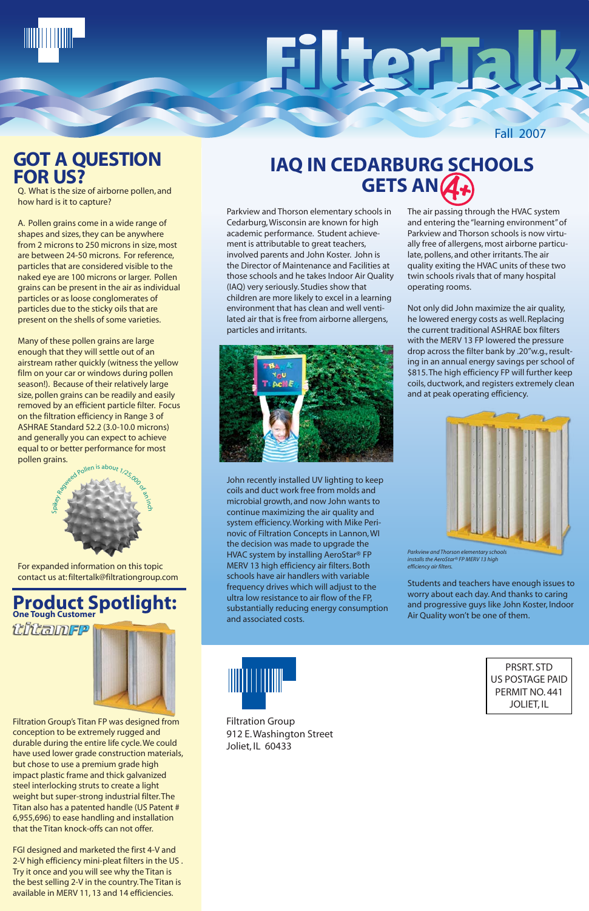# FilterTalk

Fall 2007

## GOT A QUESTION FOR US?

Q. What is the size of airborne pollen, and how hard is it to capture?

A. Pollen grains come in a wide range of shapes and sizes, they can be anywhere from 2 microns to 250 microns in size, most are between 24-50 microns. For reference, particles that are considered visible to the naked eye are 100 microns or larger. Pollen grains can be present in the air as individual particles or as loose conglomerates of particles due to the sticky oils that are present on the shells of some varieties.

Many of these pollen grains are large enough that they will settle out of an airstream rather quickly (witness the yellow film on your car or windows during pollen season!). Because of their relatively large size, pollen grains can be readily and easily removed by an efficient particle filter. Focus on the filtration efficiency in Range 3 of ASHRAE Standard 52.2 (3.0-10.0 microns) and generally you can expect to achieve equal to or better performance for most pollen grains.

Spikey Ragweed Pollen is about 1/25,000 of an inch

For expanded information on this topic contact us at: filtertalk@filtrationgroup.com

## Product Spotlight:

**One Tough Customer**

titanFP

Filtration Group's Titan FP was designed from conception to be extremely rugged and durable during the entire life cycle. We could have used lower grade construction materials, but chose to use a premium grade high impact plastic frame and thick galvanized steel interlocking struts to create a light weight but super-strong industrial filter. The Titan also has a patented handle (US Patent # 6,955,696) to ease handling and installation that the Titan knock-offs can not offer.

FGI designed and marketed the first 4-V and 2-V high efficiency mini-pleat filters in the US. Try it once and you will see why the Titan is the best selling 2-V in the country. The Titan is available in MERV 11, 13 and 14 efficiencies.

## IAQ IN CEDARBURG SCHOOLS GETS AN A+

Parkview and Thorson elementary schools in Cedarburg, Wisconsin are known for high academic performance. Student achievement is attributable to great teachers, involved parents and John Koster. John is the Director of Maintenance and Facilities at those schools and he takes Indoor Air Quality (IAQ) very seriously. Studies show that children are more likely to excel in a learning environment that has clean and well ventilated air that is free from airborne allergens, particles and irritants.

John recently installed UV lighting to keep coils and duct work free from molds and microbial growth, and now John wants to continue maximizing the air quality and system efficiency. Working with Mike Perinovic of Filtration Concepts in Lannon, WI the decision was made to upgrade the HVAC system by installing AeroStar® FP MERV 13 high efficiency air filters. Both schools have air handlers with variable frequency drives which will adjust to the ultra low resistance to air flow of the FP, substantially reducing energy consumption and associated costs.

The air passing through the HVAC system and entering the "learning environment" of Parkview and Thorson schools is now virtually free of allergens, most airborne particulate, pollens, and other irritants. The air quality exiting the HVAC units of these two twin schools rivals that of many hospital operating rooms.

Not only did John maximize the air quality, he lowered energy costs as well. Replacing the current traditional ASHRAE box filters with the MERV 13 FP lowered the pressure drop across the filter bank by .20"w.g., resulting in an annual energy savings per school of $815. The high efficiency FP will further keep coils, ductwork, and registers extremely clean and at peak operating efficiency.

*Parkview and Thorson elementary schools installs the AeroStar® FP MERV 13 high efficiency air filters.*

Students and teachers have enough issues to worry about each day. And thanks to caring and progressive guys like John Koster, Indoor Air Quality won't be one of them.

Filtration Group
912 E. Washington Street
Joliet, IL 60433

PRSRT. STD
US POSTAGE PAID
PERMIT NO. 441
JOLIET, IL